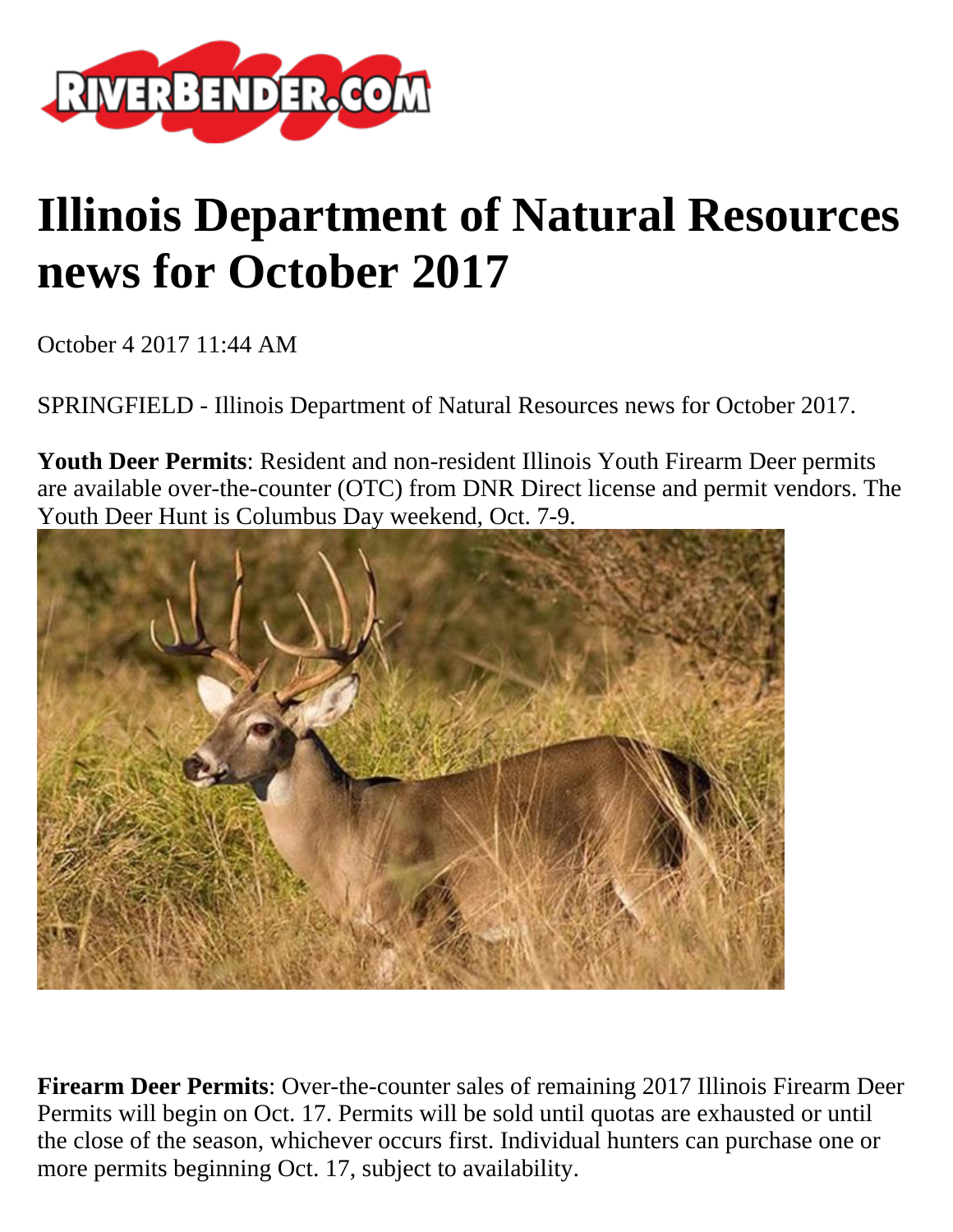# Illinois Department of Natural Resources news for October 2017

October 4 2017 11:44 AM

SPRINGFIELD - Illinois Department of Natural Resources news for October 2017.

**Youth Deer Permits**: Resident and non-resident Illinois Youth Firearm Deer permits are available over-the-counter (OTC) from DNR Direct license and permit vendors. The Youth Deer Hunt is Columbus Day weekend, Oct. 7-9.

**Firearm Deer Permits**: Over-the-counter sales of remaining 2017 Illinois Firearm Deer Permits will begin on Oct. 17. Permits will be sold until quotas are exhausted or until the close of the season, whichever occurs first. Individual hunters can purchase one or more permits beginning Oct. 17, subject to availability.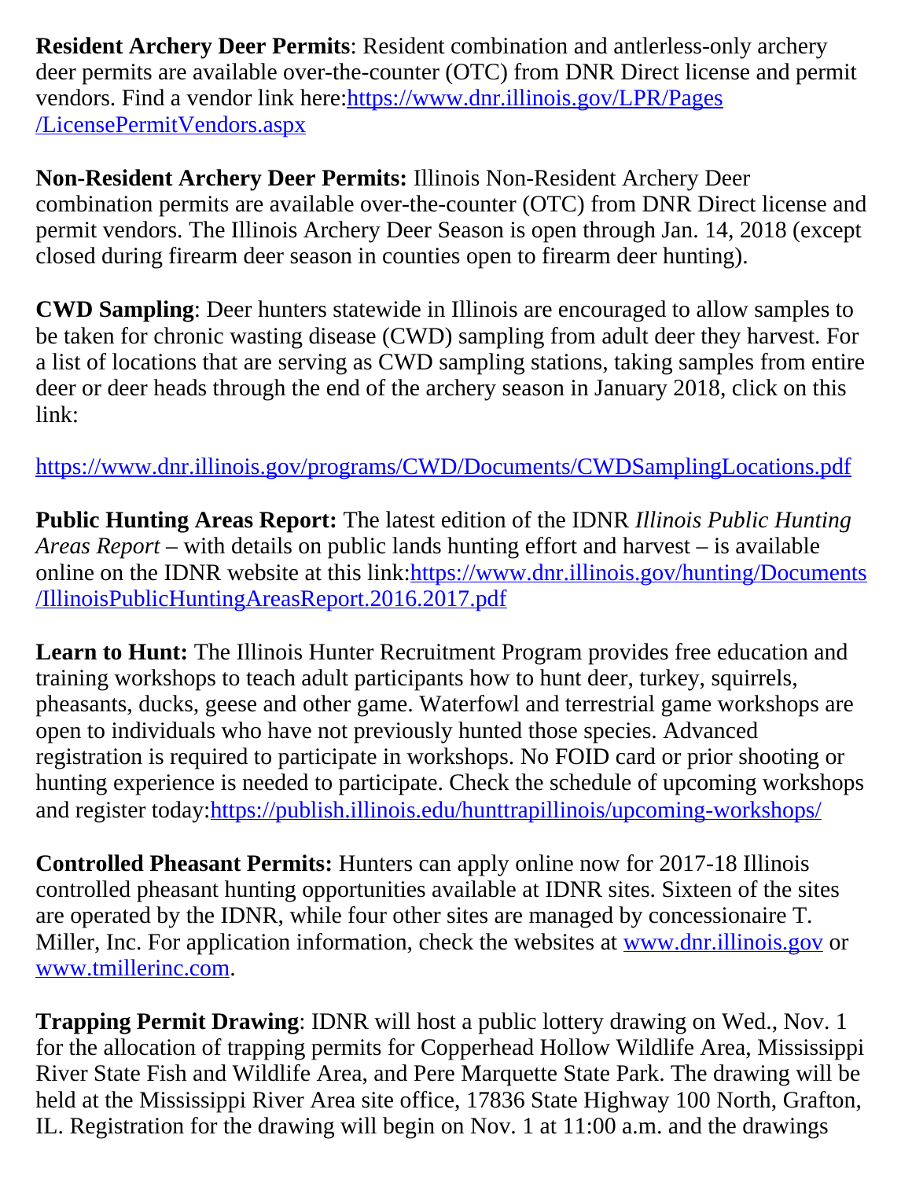**Resident Archery Deer Permits**: Resident combination and antlerless-only archery deer permits are available over-the-counter (OTC) from DNR Direct license and permit vendors. Find a vendor link here:https://www.dnr.illinois.gov/LPR/Pages/LicensePermitVendors.aspx

**Non-Resident Archery Deer Permits:** Illinois Non-Resident Archery Deer combination permits are available over-the-counter (OTC) from DNR Direct license and permit vendors. The Illinois Archery Deer Season is open through Jan. 14, 2018 (except closed during firearm deer season in counties open to firearm deer hunting).

**CWD Sampling**: Deer hunters statewide in Illinois are encouraged to allow samples to be taken for chronic wasting disease (CWD) sampling from adult deer they harvest. For a list of locations that are serving as CWD sampling stations, taking samples from entire deer or deer heads through the end of the archery season in January 2018, click on this link:

https://www.dnr.illinois.gov/programs/CWD/Documents/CWDSamplingLocations.pdf

**Public Hunting Areas Report:** The latest edition of the IDNR *Illinois Public Hunting Areas Report* – with details on public lands hunting effort and harvest – is available online on the IDNR website at this link:https://www.dnr.illinois.gov/hunting/Documents/IllinoisPublicHuntingAreasReport.2016.2017.pdf

**Learn to Hunt:** The Illinois Hunter Recruitment Program provides free education and training workshops to teach adult participants how to hunt deer, turkey, squirrels, pheasants, ducks, geese and other game. Waterfowl and terrestrial game workshops are open to individuals who have not previously hunted those species. Advanced registration is required to participate in workshops. No FOID card or prior shooting or hunting experience is needed to participate. Check the schedule of upcoming workshops and register today:https://publish.illinois.edu/hunttrapillinois/upcoming-workshops/

**Controlled Pheasant Permits:** Hunters can apply online now for 2017-18 Illinois controlled pheasant hunting opportunities available at IDNR sites. Sixteen of the sites are operated by the IDNR, while four other sites are managed by concessionaire T. Miller, Inc. For application information, check the websites at www.dnr.illinois.gov or www.tmillerinc.com.

**Trapping Permit Drawing**: IDNR will host a public lottery drawing on Wed., Nov. 1 for the allocation of trapping permits for Copperhead Hollow Wildlife Area, Mississippi River State Fish and Wildlife Area, and Pere Marquette State Park. The drawing will be held at the Mississippi River Area site office, 17836 State Highway 100 North, Grafton, IL. Registration for the drawing will begin on Nov. 1 at 11:00 a.m. and the drawings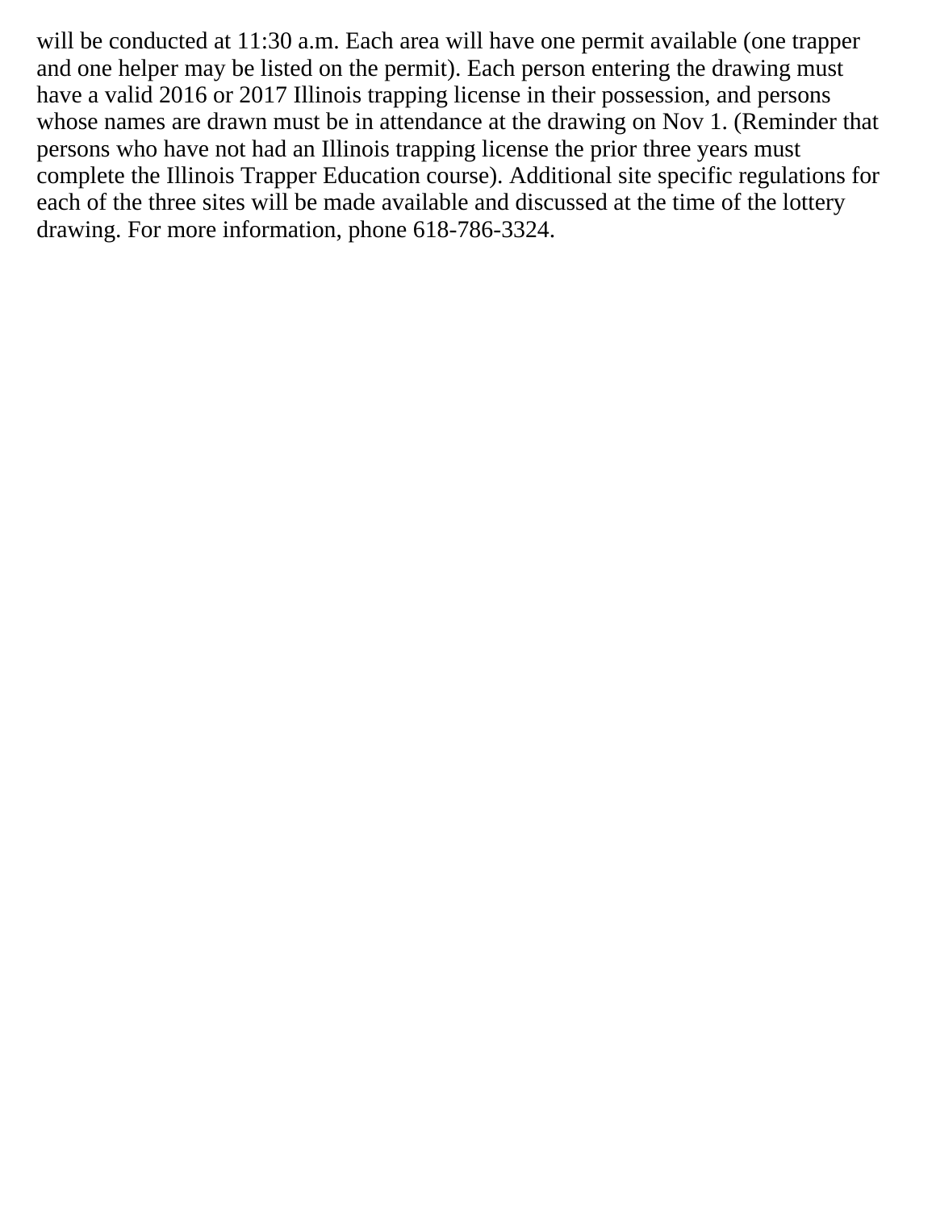will be conducted at 11:30 a.m. Each area will have one permit available (one trapper and one helper may be listed on the permit). Each person entering the drawing must have a valid 2016 or 2017 Illinois trapping license in their possession, and persons whose names are drawn must be in attendance at the drawing on Nov 1. (Reminder that persons who have not had an Illinois trapping license the prior three years must complete the Illinois Trapper Education course). Additional site specific regulations for each of the three sites will be made available and discussed at the time of the lottery drawing. For more information, phone 618-786-3324.